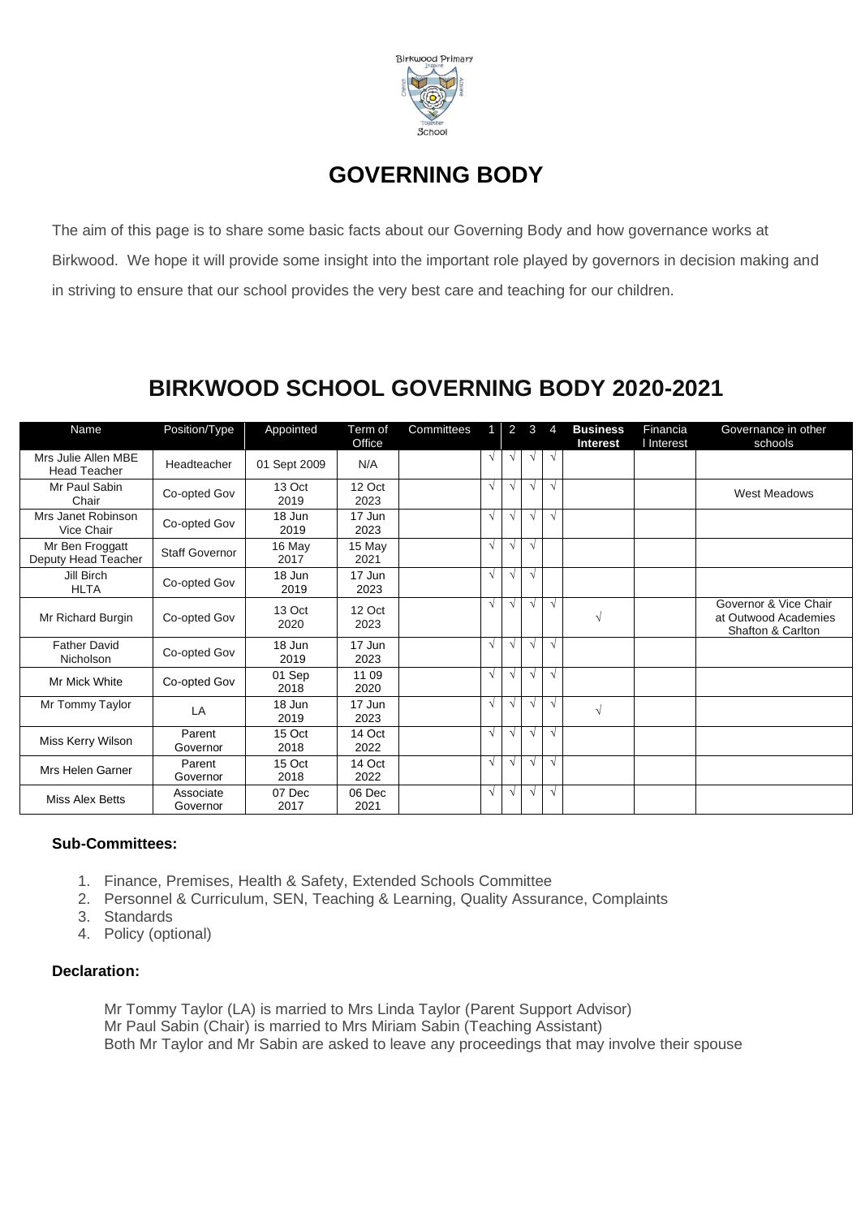# GOVERNING BODY

The aim of this page is to share some basic facts about our Governing Body and how governance works at Birkwood. We hope it will provide some insight into the important role played by governors in decision making and in striving to ensure that our school provides the very best care and teaching for our children.

## BIRKWOOD SCHOOL GOVERNING BODY 2020-2021

| Name | Position/Type | Appointed | Term of Office | Committees | 1 | 2 | 3 | 4 | **Business Interest** | Financial Interest | Governance in other schools |
|---|---|---|---|---|---|---|---|---|---|---|---|
| Mrs Julie Allen MBE Head Teacher | Headteacher | 01 Sept 2009 | N/A | | √ | √ | √ | √ | | | |
| Mr Paul Sabin Chair | Co-opted Gov | 13 Oct 2019 | 12 Oct 2023 | | √ | √ | √ | √ | | | West Meadows |
| Mrs Janet Robinson Vice Chair | Co-opted Gov | 18 Jun 2019 | 17 Jun 2023 | | √ | √ | √ | √ | | | |
| Mr Ben Froggatt Deputy Head Teacher | Staff Governor | 16 May 2017 | 15 May 2021 | | √ | √ | √ | | | | |
| Jill Birch HLTA | Co-opted Gov | 18 Jun 2019 | 17 Jun 2023 | | √ | √ | √ | | | | |
| Mr Richard Burgin | Co-opted Gov | 13 Oct 2020 | 12 Oct 2023 | | √ | √ | √ | √ | √ | | Governor & Vice Chair at Outwood Academies Shafton & Carlton |
| Father David Nicholson | Co-opted Gov | 18 Jun 2019 | 17 Jun 2023 | | √ | √ | √ | √ | | | |
| Mr Mick White | Co-opted Gov | 01 Sep 2018 | 11 09 2020 | | √ | √ | √ | √ | | | |
| Mr Tommy Taylor | LA | 18 Jun 2019 | 17 Jun 2023 | | √ | √ | √ | √ | √ | | |
| Miss Kerry Wilson | Parent Governor | 15 Oct 2018 | 14 Oct 2022 | | √ | √ | √ | √ | | | |
| Mrs Helen Garner | Parent Governor | 15 Oct 2018 | 14 Oct 2022 | | √ | √ | √ | √ | | | |
| Miss Alex Betts | Associate Governor | 07 Dec 2017 | 06 Dec 2021 | | √ | √ | √ | √ | | | |

**Sub-Committees:**

1. Finance, Premises, Health & Safety, Extended Schools Committee
2. Personnel & Curriculum, SEN, Teaching & Learning, Quality Assurance, Complaints
3. Standards
4. Policy (optional)

**Declaration:**

Mr Tommy Taylor (LA) is married to Mrs Linda Taylor (Parent Support Advisor)
Mr Paul Sabin (Chair) is married to Mrs Miriam Sabin (Teaching Assistant)
Both Mr Taylor and Mr Sabin are asked to leave any proceedings that may involve their spouse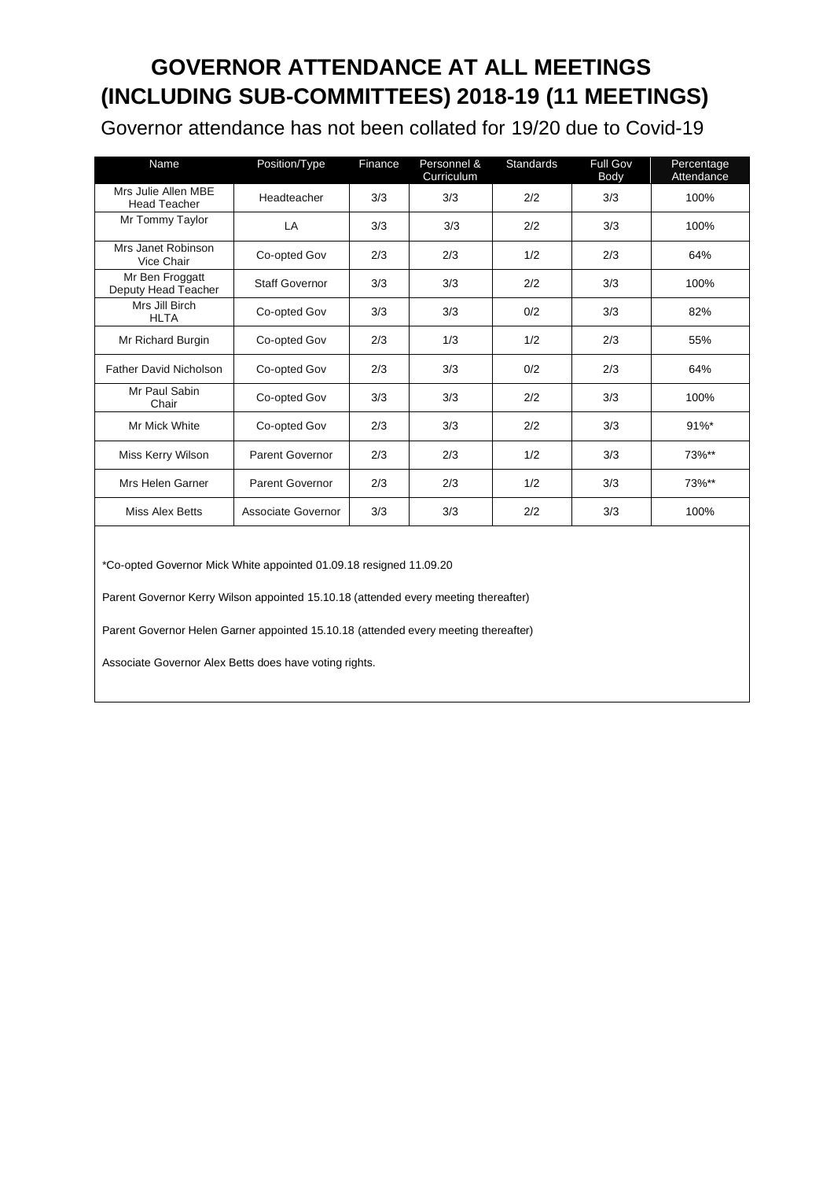# GOVERNOR ATTENDANCE AT ALL MEETINGS (INCLUDING SUB-COMMITTEES) 2018-19 (11 MEETINGS)

Governor attendance has not been collated for 19/20 due to Covid-19

| Name | Position/Type | Finance | Personnel & Curriculum | Standards | Full Gov Body | Percentage Attendance |
|---|---|---|---|---|---|---|
| Mrs Julie Allen MBE Head Teacher | Headteacher | 3/3 | 3/3 | 2/2 | 3/3 | 100% |
| Mr Tommy Taylor | LA | 3/3 | 3/3 | 2/2 | 3/3 | 100% |
| Mrs Janet Robinson Vice Chair | Co-opted Gov | 2/3 | 2/3 | 1/2 | 2/3 | 64% |
| Mr Ben Froggatt Deputy Head Teacher | Staff Governor | 3/3 | 3/3 | 2/2 | 3/3 | 100% |
| Mrs Jill Birch HLTA | Co-opted Gov | 3/3 | 3/3 | 0/2 | 3/3 | 82% |
| Mr Richard Burgin | Co-opted Gov | 2/3 | 1/3 | 1/2 | 2/3 | 55% |
| Father David Nicholson | Co-opted Gov | 2/3 | 3/3 | 0/2 | 2/3 | 64% |
| Mr Paul Sabin Chair | Co-opted Gov | 3/3 | 3/3 | 2/2 | 3/3 | 100% |
| Mr Mick White | Co-opted Gov | 2/3 | 3/3 | 2/2 | 3/3 | 91%* |
| Miss Kerry Wilson | Parent Governor | 2/3 | 2/3 | 1/2 | 3/3 | 73%** |
| Mrs Helen Garner | Parent Governor | 2/3 | 2/3 | 1/2 | 3/3 | 73%** |
| Miss Alex Betts | Associate Governor | 3/3 | 3/3 | 2/2 | 3/3 | 100% |

*Co-opted Governor Mick White appointed 01.09.18 resigned 11.09.20

Parent Governor Kerry Wilson appointed 15.10.18 (attended every meeting thereafter)

Parent Governor Helen Garner appointed 15.10.18 (attended every meeting thereafter)

Associate Governor Alex Betts does have voting rights.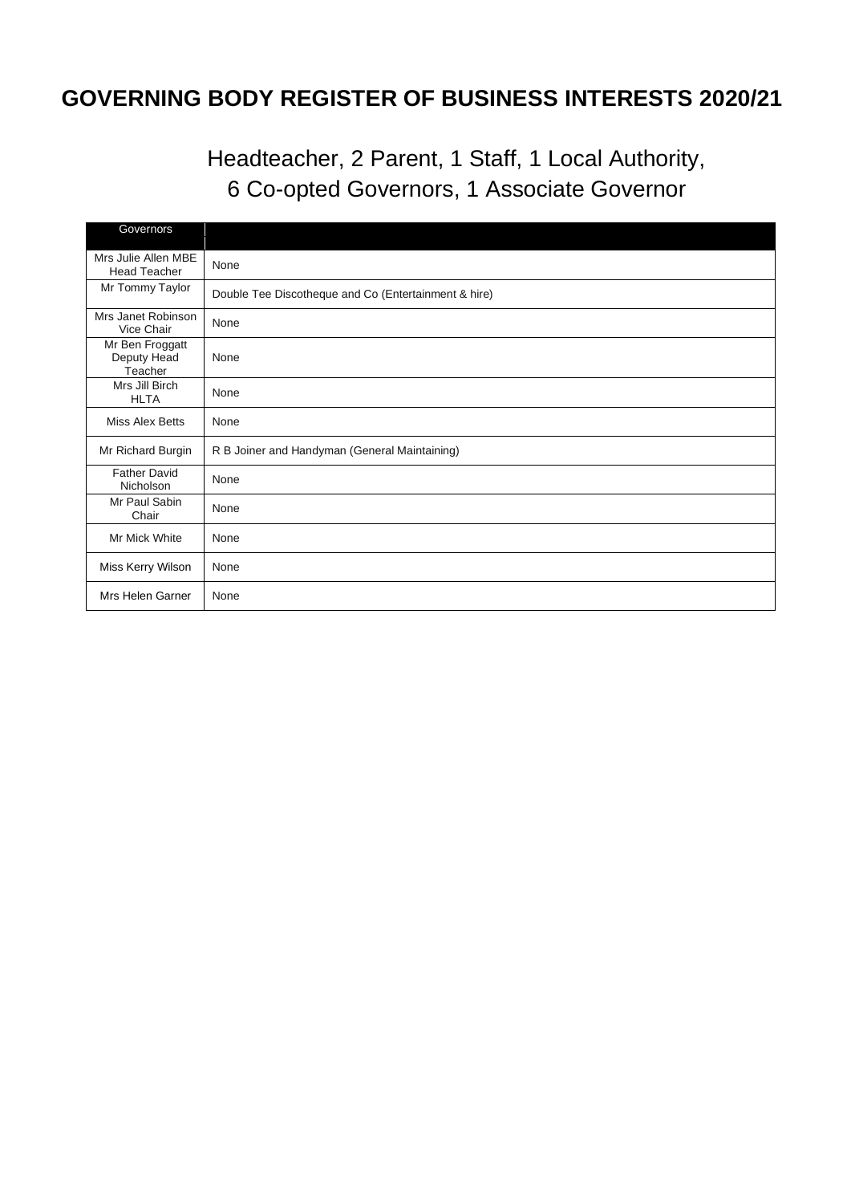# GOVERNING BODY REGISTER OF BUSINESS INTERESTS 2020/21

Headteacher, 2 Parent, 1 Staff, 1 Local Authority, 6 Co-opted Governors, 1 Associate Governor

| Governors | |
|---|---|
| Mrs Julie Allen MBE Head Teacher | None |
| Mr Tommy Taylor | Double Tee Discotheque and Co (Entertainment & hire) |
| Mrs Janet Robinson Vice Chair | None |
| Mr Ben Froggatt Deputy Head Teacher | None |
| Mrs Jill Birch HLTA | None |
| Miss Alex Betts | None |
| Mr Richard Burgin | R B Joiner and Handyman (General Maintaining) |
| Father David Nicholson | None |
| Mr Paul Sabin Chair | None |
| Mr Mick White | None |
| Miss Kerry Wilson | None |
| Mrs Helen Garner | None |